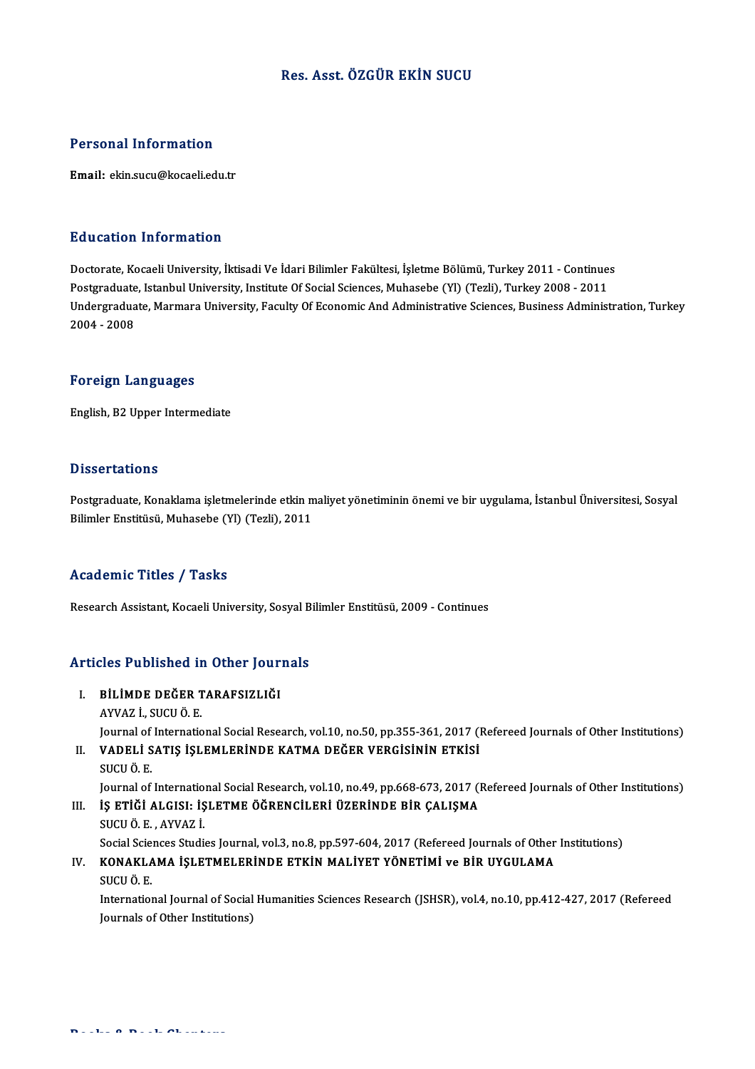# Res. Asst. ÖZGÜR EKİN SUCU

## Personal Information

**Email:** ekin.sucu@kocaeli.edu.tr

## Education Information

Doctorate, Kocaeli University, İktisadi Ve İdari Bilimler Fakültesi, İşletme Bölümü, Turkey 2011 - Continues
Postgraduate, Istanbul University, Institute Of Social Sciences, Muhasebe (Yl) (Tezli), Turkey 2008 - 2011
Undergraduate, Marmara University, Faculty Of Economic And Administrative Sciences, Business Administration, Turkey 2004 - 2008

## Foreign Languages

English, B2 Upper Intermediate

## Dissertations

Postgraduate, Konaklama işletmelerinde etkin maliyet yönetiminin önemi ve bir uygulama, İstanbul Üniversitesi, Sosyal Bilimler Enstitüsü, Muhasebe (Yl) (Tezli), 2011

## Academic Titles / Tasks

Research Assistant, Kocaeli University, Sosyal Bilimler Enstitüsü, 2009 - Continues

## Articles Published in Other Journals

I. **BİLİMDE DEĞER TARAFSIZLIĞI**
   AYVAZ İ., SUCU Ö. E.
   Journal of International Social Research, vol.10, no.50, pp.355-361, 2017 (Refereed Journals of Other Institutions)
II. **VADELİ SATIŞ İŞLEMLERİNDE KATMA DEĞER VERGİSİNİN ETKİSİ**
   SUCU Ö. E.
   Journal of International Social Research, vol.10, no.49, pp.668-673, 2017 (Refereed Journals of Other Institutions)
III. **İŞ ETİĞİ ALGISI: İŞLETME ÖĞRENCİLERİ ÜZERİNDE BİR ÇALIŞMA**
   SUCU Ö. E. , AYVAZ İ.
   Social Sciences Studies Journal, vol.3, no.8, pp.597-604, 2017 (Refereed Journals of Other Institutions)
IV. **KONAKLAMA İŞLETMELERİNDE ETKİN MALİYET YÖNETİMİ ve BİR UYGULAMA**
   SUCU Ö. E.
   International Journal of Social Humanities Sciences Research (JSHSR), vol.4, no.10, pp.412-427, 2017 (Refereed Journals of Other Institutions)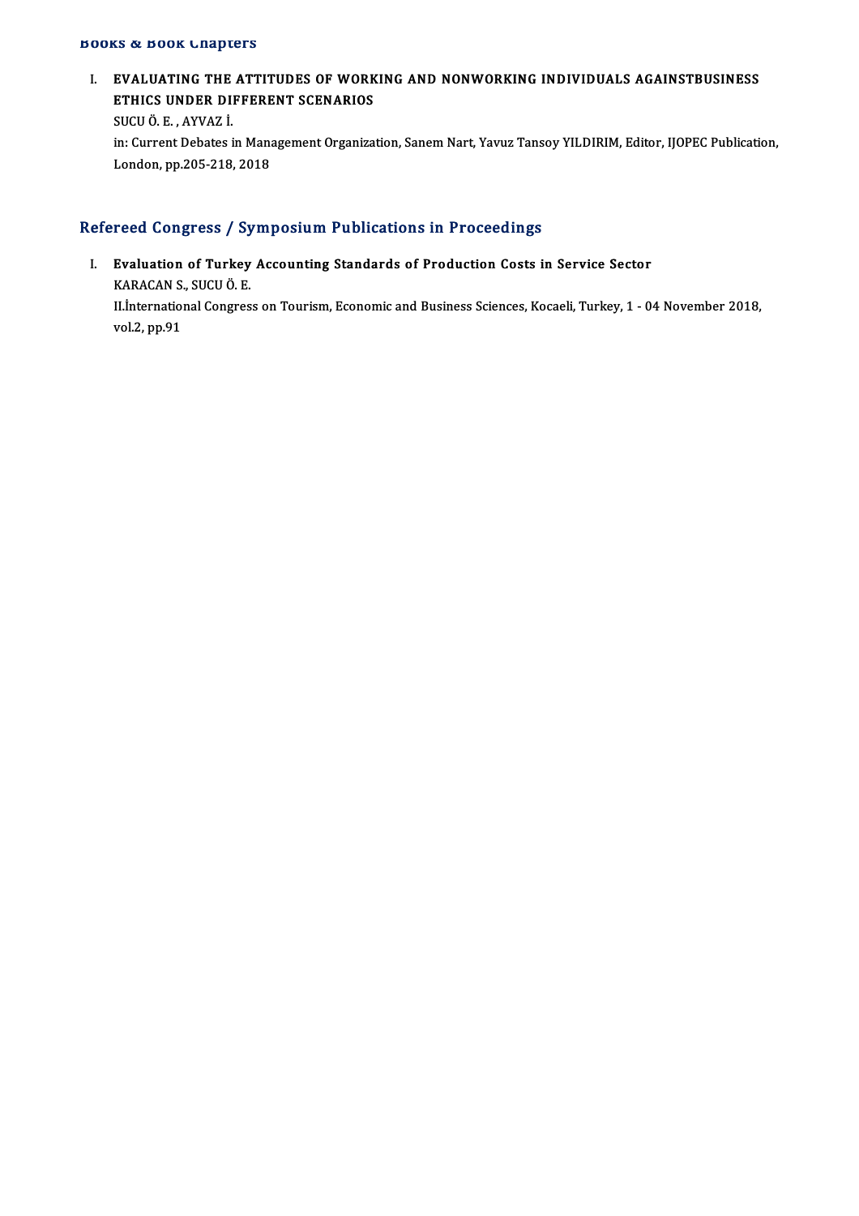## Books & Book Chapters

I. **EVALUATING THE ATTITUDES OF WORKING AND NONWORKING INDIVIDUALS AGAINSTBUSINESS ETHICS UNDER DIFFERENT SCENARIOS**
   SUCU Ö. E. , AYVAZ İ.
   in: Current Debates in Management Organization, Sanem Nart, Yavuz Tansoy YILDIRIM, Editor, IJOPEC Publication, London, pp.205-218, 2018

## Refereed Congress / Symposium Publications in Proceedings

I. **Evaluation of Turkey Accounting Standards of Production Costs in Service Sector**
   KARACAN S., SUCU Ö. E.
   II.İnternational Congress on Tourism, Economic and Business Sciences, Kocaeli, Turkey, 1 - 04 November 2018, vol.2, pp.91